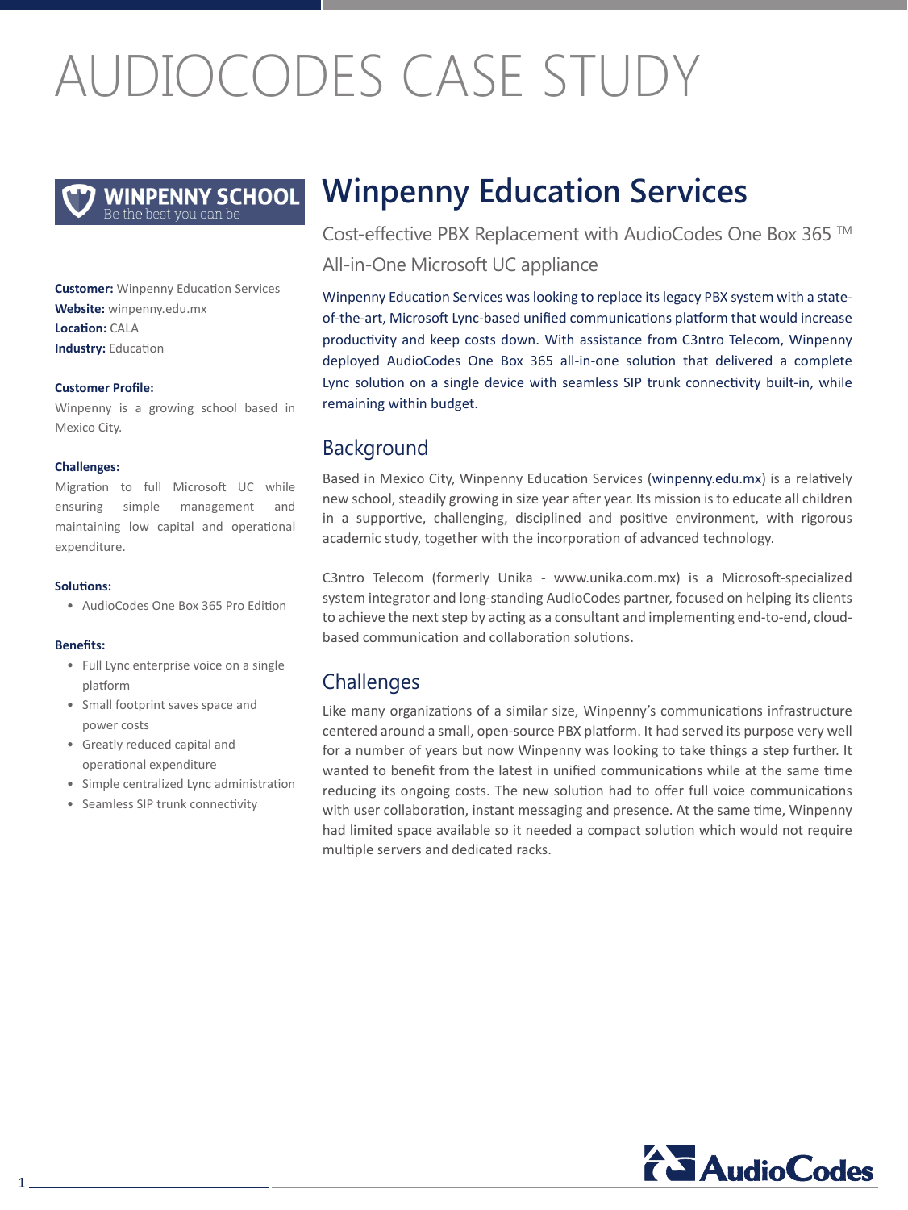# AUDIOCODES CASE STUDY

**WINPENNY SCHOOL**
Be the best you can be

**Customer:** Winpenny Education Services
**Website:** winpenny.edu.mx
**Location:** CALA
**Industry:** Education

**Customer Profile:**

Winpenny is a growing school based in Mexico City.

**Challenges:**

Migration to full Microsoft UC while ensuring simple management and maintaining low capital and operational expenditure.

**Solutions:**

- AudioCodes One Box 365 Pro Edition

**Benefits:**

- Full Lync enterprise voice on a single platform
- Small footprint saves space and power costs
- Greatly reduced capital and operational expenditure
- Simple centralized Lync administration
- Seamless SIP trunk connectivity

# Winpenny Education Services

Cost-effective PBX Replacement with AudioCodes One Box 365 ™ All-in-One Microsoft UC appliance

Winpenny Education Services was looking to replace its legacy PBX system with a state-of-the-art, Microsoft Lync-based unified communications platform that would increase productivity and keep costs down. With assistance from C3ntro Telecom, Winpenny deployed AudioCodes One Box 365 all-in-one solution that delivered a complete Lync solution on a single device with seamless SIP trunk connectivity built-in, while remaining within budget.

## Background

Based in Mexico City, Winpenny Education Services (winpenny.edu.mx) is a relatively new school, steadily growing in size year after year. Its mission is to educate all children in a supportive, challenging, disciplined and positive environment, with rigorous academic study, together with the incorporation of advanced technology.

C3ntro Telecom (formerly Unika - www.unika.com.mx) is a Microsoft-specialized system integrator and long-standing AudioCodes partner, focused on helping its clients to achieve the next step by acting as a consultant and implementing end-to-end, cloud-based communication and collaboration solutions.

## Challenges

Like many organizations of a similar size, Winpenny's communications infrastructure centered around a small, open-source PBX platform. It had served its purpose very well for a number of years but now Winpenny was looking to take things a step further. It wanted to benefit from the latest in unified communications while at the same time reducing its ongoing costs. The new solution had to offer full voice communications with user collaboration, instant messaging and presence. At the same time, Winpenny had limited space available so it needed a compact solution which would not require multiple servers and dedicated racks.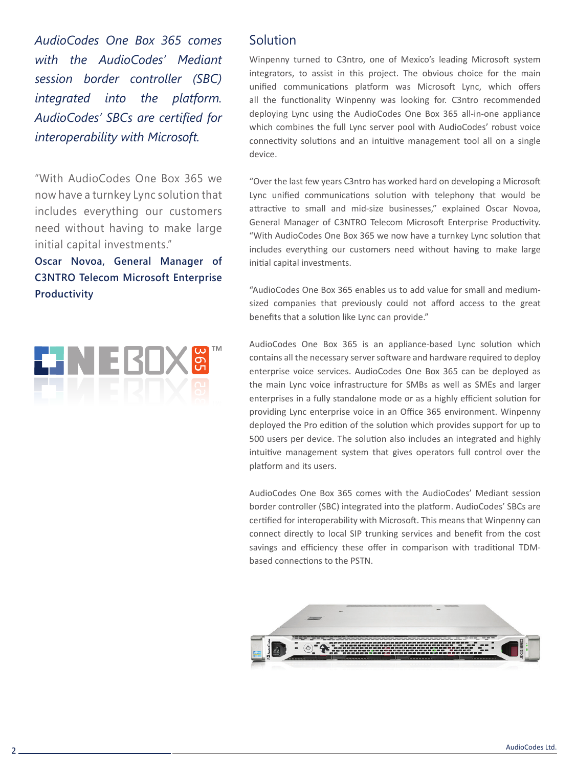*AudioCodes One Box 365 comes with the AudioCodes' Mediant session border controller (SBC) integrated into the platform. AudioCodes' SBCs are certified for interoperability with Microsoft.*

"With AudioCodes One Box 365 we now have a turnkey Lync solution that includes everything our customers need without having to make large initial capital investments."

**Oscar Novoa, General Manager of C3NTRO Telecom Microsoft Enterprise Productivity**

## Solution

Winpenny turned to C3ntro, one of Mexico's leading Microsoft system integrators, to assist in this project. The obvious choice for the main unified communications platform was Microsoft Lync, which offers all the functionality Winpenny was looking for. C3ntro recommended deploying Lync using the AudioCodes One Box 365 all-in-one appliance which combines the full Lync server pool with AudioCodes' robust voice connectivity solutions and an intuitive management tool all on a single device.

"Over the last few years C3ntro has worked hard on developing a Microsoft Lync unified communications solution with telephony that would be attractive to small and mid-size businesses," explained Oscar Novoa, General Manager of C3NTRO Telecom Microsoft Enterprise Productivity. "With AudioCodes One Box 365 we now have a turnkey Lync solution that includes everything our customers need without having to make large initial capital investments.

"AudioCodes One Box 365 enables us to add value for small and medium-sized companies that previously could not afford access to the great benefits that a solution like Lync can provide."

AudioCodes One Box 365 is an appliance-based Lync solution which contains all the necessary server software and hardware required to deploy enterprise voice services. AudioCodes One Box 365 can be deployed as the main Lync voice infrastructure for SMBs as well as SMEs and larger enterprises in a fully standalone mode or as a highly efficient solution for providing Lync enterprise voice in an Office 365 environment. Winpenny deployed the Pro edition of the solution which provides support for up to 500 users per device. The solution also includes an integrated and highly intuitive management system that gives operators full control over the platform and its users.

AudioCodes One Box 365 comes with the AudioCodes' Mediant session border controller (SBC) integrated into the platform. AudioCodes' SBCs are certified for interoperability with Microsoft. This means that Winpenny can connect directly to local SIP trunking services and benefit from the cost savings and efficiency these offer in comparison with traditional TDM-based connections to the PSTN.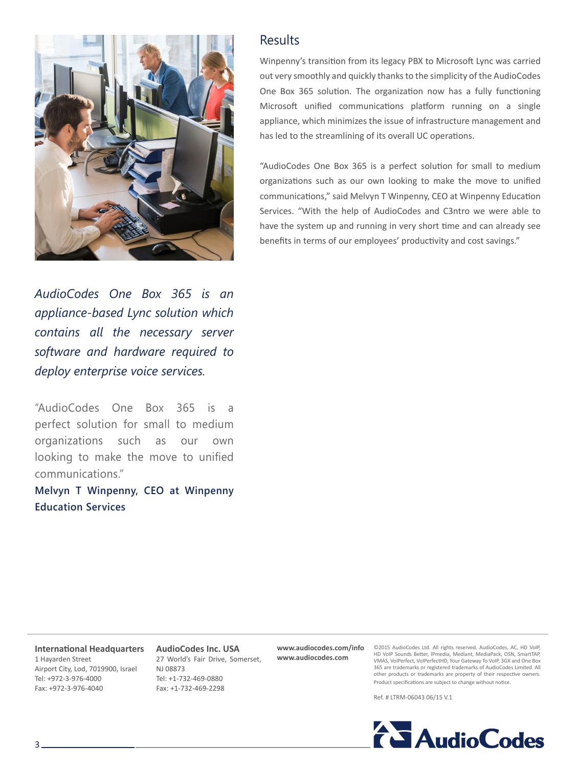## Results

Winpenny's transition from its legacy PBX to Microsoft Lync was carried out very smoothly and quickly thanks to the simplicity of the AudioCodes One Box 365 solution. The organization now has a fully functioning Microsoft unified communications platform running on a single appliance, which minimizes the issue of infrastructure management and has led to the streamlining of its overall UC operations.

"AudioCodes One Box 365 is a perfect solution for small to medium organizations such as our own looking to make the move to unified communications," said Melvyn T Winpenny, CEO at Winpenny Education Services. "With the help of AudioCodes and C3ntro we were able to have the system up and running in very short time and can already see benefits in terms of our employees' productivity and cost savings."

*AudioCodes One Box 365 is an appliance-based Lync solution which contains all the necessary server software and hardware required to deploy enterprise voice services.*

"AudioCodes One Box 365 is a perfect solution for small to medium organizations such as our own looking to make the move to unified communications."

**Melvyn T Winpenny, CEO at Winpenny Education Services**

---

**International Headquarters**
1 Hayarden Street
Airport City, Lod, 7019900, Israel
Tel: +972-3-976-4000
Fax: +972-3-976-4040

**AudioCodes Inc. USA**
27 World's Fair Drive, Somerset, NJ 08873
Tel: +1-732-469-0880
Fax: +1-732-469-2298

**www.audiocodes.com/info**
**www.audiocodes.com**

©2015 AudioCodes Ltd. All rights reserved. AudioCodes, AC, HD VoIP, HD VoIP Sounds Better, IPmedia, Mediant, MediaPack, OSN, SmartTAP, VMAS, VoIPerfect, VoIPerfectHD, Your Gateway To VoIP, 3GX and One Box 365 are trademarks or registered trademarks of AudioCodes Limited. All other products or trademarks are property of their respective owners. Product specifications are subject to change without notice.

Ref. # LTRM-06043 06/15 V.1

AudioCodes